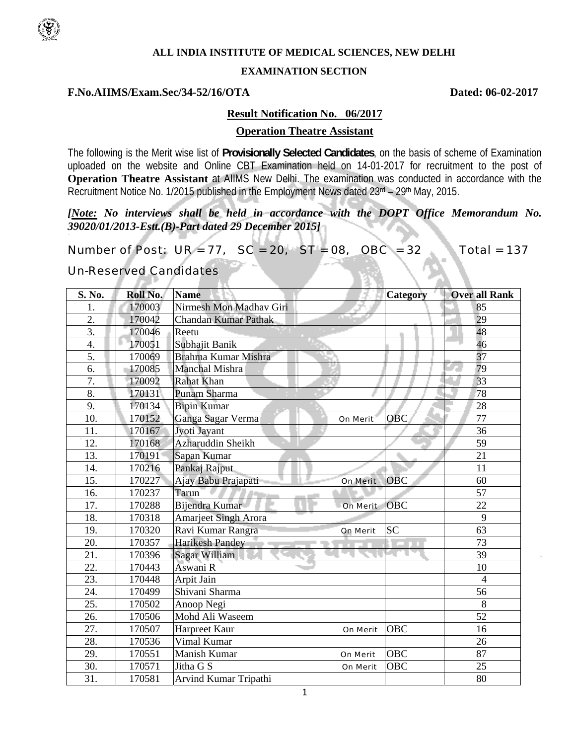**ALL INDIA INSTITUTE OF MEDICAL SCIENCES, NEW DELHI**

**EXAMINATION SECTION**

**F.No.AIIMS/Exam.Sec/34-52/16/OTA** **Dated: 06-02-2017**

**Result Notification No. 06/2017**

**Operation Theatre Assistant**

The following is the Merit wise list of **Provisionally Selected Candidates**, on the basis of scheme of Examination uploaded on the website and Online CBT Examination held on 14-01-2017 for recruitment to the post of **Operation Theatre Assistant** at AIIMS New Delhi. The examination was conducted in accordance with the Recruitment Notice No. 1/2015 published in the Employment News dated 23rd – 29th May, 2015.

***[Note:** No interviews shall be held in accordance with the DOPT Office Memorandum No. 39020/01/2013-Estt.(B)-Part dated 29 December 2015]*

Number of Post: UR = 77, SC = 20, ST = 08, OBC = 32 Total = 137

Un-Reserved Candidates

| S. No. | Roll No. | Name | Category | Over all Rank |
|---|---|---|---|---|
| 1. | 170003 | Nirmesh Mon Madhav Giri | | 85 |
| 2. | 170042 | Chandan Kumar Pathak | | 29 |
| 3. | 170046 | Reetu | | 48 |
| 4. | 170051 | Subhajit Banik | | 46 |
| 5. | 170069 | Brahma Kumar Mishra | | 37 |
| 6. | 170085 | Manchal Mishra | | 79 |
| 7. | 170092 | Rahat Khan | | 33 |
| 8. | 170131 | Punam Sharma | | 78 |
| 9. | 170134 | Bipin Kumar | | 28 |
| 10. | 170152 | Ganga Sagar Verma On Merit | OBC | 77 |
| 11. | 170167 | Jyoti Jayant | | 36 |
| 12. | 170168 | Azharuddin Sheikh | | 59 |
| 13. | 170191 | Sapan Kumar | | 21 |
| 14. | 170216 | Pankaj Rajput | | 11 |
| 15. | 170227 | Ajay Babu Prajapati On Merit | OBC | 60 |
| 16. | 170237 | Tarun | | 57 |
| 17. | 170288 | Bijendra Kumar On Merit | OBC | 22 |
| 18. | 170318 | Amarjeet Singh Arora | | 9 |
| 19. | 170320 | Ravi Kumar Rangra On Merit | SC | 63 |
| 20. | 170357 | Harikesh Pandey | | 73 |
| 21. | 170396 | Sagar William | | 39 |
| 22. | 170443 | Aswani R | | 10 |
| 23. | 170448 | Arpit Jain | | 4 |
| 24. | 170499 | Shivani Sharma | | 56 |
| 25. | 170502 | Anoop Negi | | 8 |
| 26. | 170506 | Mohd Ali Waseem | | 52 |
| 27. | 170507 | Harpreet Kaur On Merit | OBC | 16 |
| 28. | 170536 | Vimal Kumar | | 26 |
| 29. | 170551 | Manish Kumar On Merit | OBC | 87 |
| 30. | 170571 | Jitha G S On Merit | OBC | 25 |
| 31. | 170581 | Arvind Kumar Tripathi | | 80 |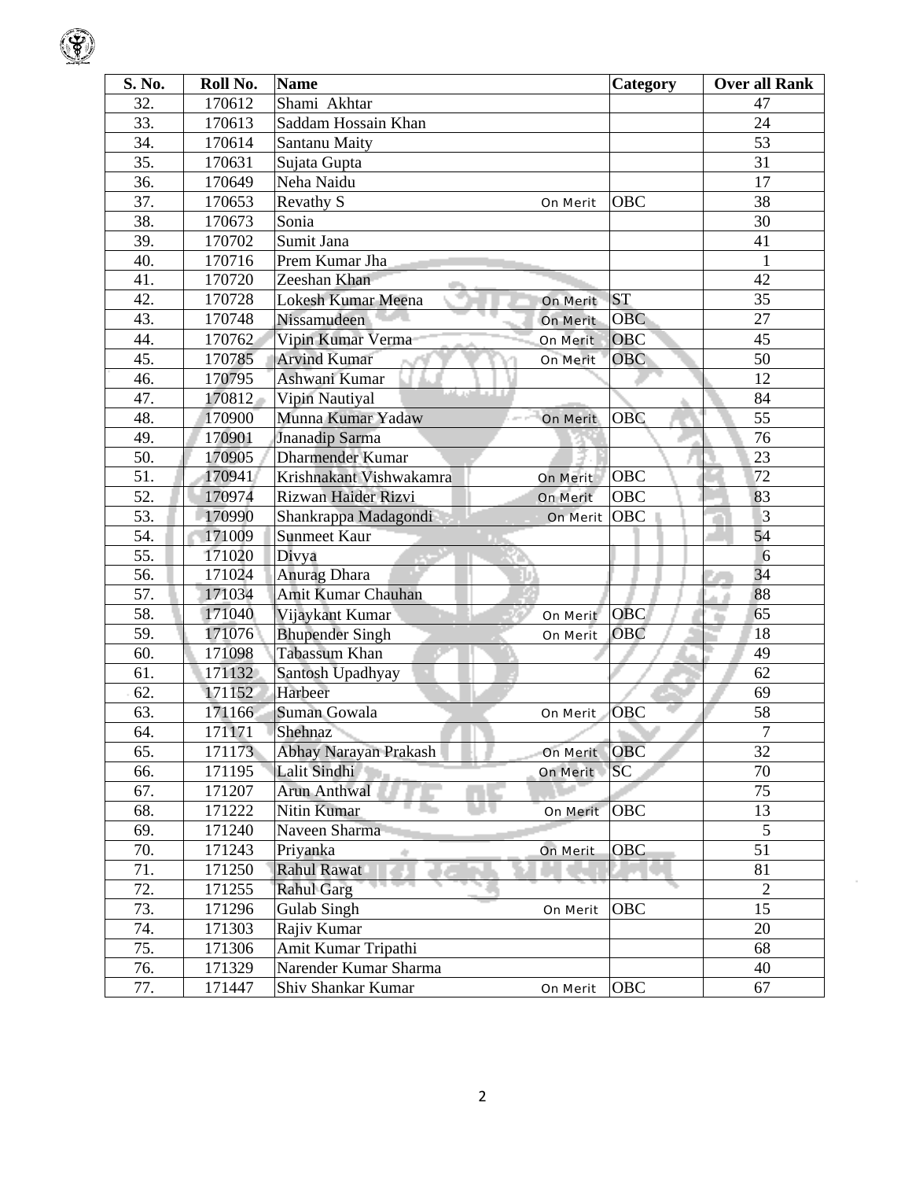| S. No. | Roll No. | Name | Category | Over all Rank |
|---|---|---|---|---|
| 32. | 170612 | Shami Akhtar | | 47 |
| 33. | 170613 | Saddam Hossain Khan | | 24 |
| 34. | 170614 | Santanu Maity | | 53 |
| 35. | 170631 | Sujata Gupta | | 31 |
| 36. | 170649 | Neha Naidu | | 17 |
| 37. | 170653 | Revathy S On Merit | OBC | 38 |
| 38. | 170673 | Sonia | | 30 |
| 39. | 170702 | Sumit Jana | | 41 |
| 40. | 170716 | Prem Kumar Jha | | 1 |
| 41. | 170720 | Zeeshan Khan | | 42 |
| 42. | 170728 | Lokesh Kumar Meena On Merit | ST | 35 |
| 43. | 170748 | Nissamudeen On Merit | OBC | 27 |
| 44. | 170762 | Vipin Kumar Verma On Merit | OBC | 45 |
| 45. | 170785 | Arvind Kumar On Merit | OBC | 50 |
| 46. | 170795 | Ashwani Kumar | | 12 |
| 47. | 170812 | Vipin Nautiyal | | 84 |
| 48. | 170900 | Munna Kumar Yadaw On Merit | OBC | 55 |
| 49. | 170901 | Jnanadip Sarma | | 76 |
| 50. | 170905 | Dharmender Kumar | | 23 |
| 51. | 170941 | Krishnakant Vishwakamra On Merit | OBC | 72 |
| 52. | 170974 | Rizwan Haider Rizvi On Merit | OBC | 83 |
| 53. | 170990 | Shankrappa Madagondi On Merit | OBC | 3 |
| 54. | 171009 | Sunmeet Kaur | | 54 |
| 55. | 171020 | Divya | | 6 |
| 56. | 171024 | Anurag Dhara | | 34 |
| 57. | 171034 | Amit Kumar Chauhan | | 88 |
| 58. | 171040 | Vijaykant Kumar On Merit | OBC | 65 |
| 59. | 171076 | Bhupender Singh On Merit | OBC | 18 |
| 60. | 171098 | Tabassum Khan | | 49 |
| 61. | 171132 | Santosh Upadhyay | | 62 |
| 62. | 171152 | Harbeer | | 69 |
| 63. | 171166 | Suman Gowala On Merit | OBC | 58 |
| 64. | 171171 | Shehnaz | | 7 |
| 65. | 171173 | Abhay Narayan Prakash On Merit | OBC | 32 |
| 66. | 171195 | Lalit Sindhi On Merit | SC | 70 |
| 67. | 171207 | Arun Anthwal | | 75 |
| 68. | 171222 | Nitin Kumar On Merit | OBC | 13 |
| 69. | 171240 | Naveen Sharma | | 5 |
| 70. | 171243 | Priyanka On Merit | OBC | 51 |
| 71. | 171250 | Rahul Rawat | | 81 |
| 72. | 171255 | Rahul Garg | | 2 |
| 73. | 171296 | Gulab Singh On Merit | OBC | 15 |
| 74. | 171303 | Rajiv Kumar | | 20 |
| 75. | 171306 | Amit Kumar Tripathi | | 68 |
| 76. | 171329 | Narender Kumar Sharma | | 40 |
| 77. | 171447 | Shiv Shankar Kumar On Merit | OBC | 67 |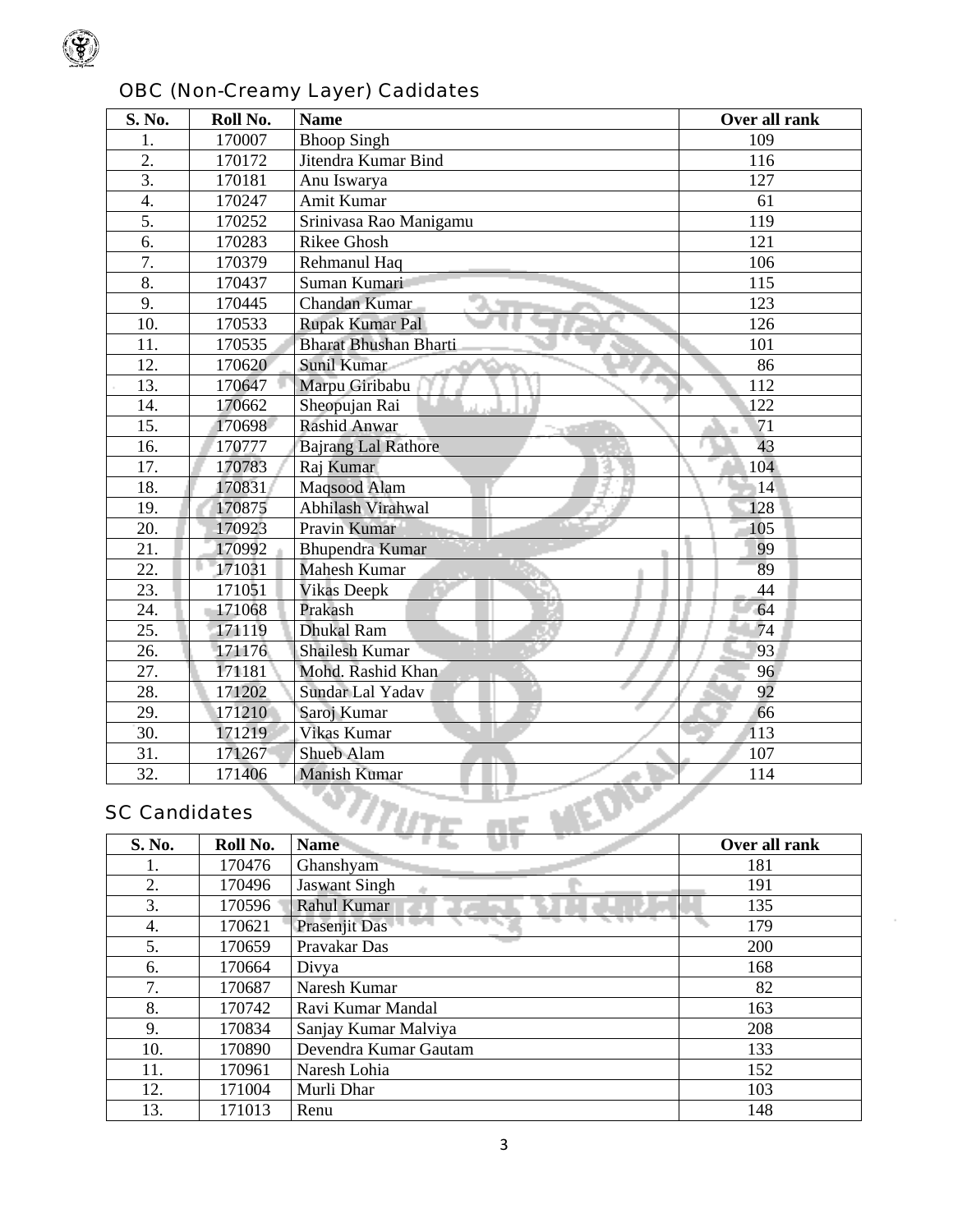## OBC (Non-Creamy Layer) Cadidates

| S. No. | Roll No. | Name | Over all rank |
|---|---|---|---|
| 1. | 170007 | Bhoop Singh | 109 |
| 2. | 170172 | Jitendra Kumar Bind | 116 |
| 3. | 170181 | Anu Iswarya | 127 |
| 4. | 170247 | Amit Kumar | 61 |
| 5. | 170252 | Srinivasa Rao Manigamu | 119 |
| 6. | 170283 | Rikee Ghosh | 121 |
| 7. | 170379 | Rehmanul Haq | 106 |
| 8. | 170437 | Suman Kumari | 115 |
| 9. | 170445 | Chandan Kumar | 123 |
| 10. | 170533 | Rupak Kumar Pal | 126 |
| 11. | 170535 | Bharat Bhushan Bharti | 101 |
| 12. | 170620 | Sunil Kumar | 86 |
| 13. | 170647 | Marpu Giribabu | 112 |
| 14. | 170662 | Sheopujan Rai | 122 |
| 15. | 170698 | Rashid Anwar | 71 |
| 16. | 170777 | Bajrang Lal Rathore | 43 |
| 17. | 170783 | Raj Kumar | 104 |
| 18. | 170831 | Maqsood Alam | 14 |
| 19. | 170875 | Abhilash Virahwal | 128 |
| 20. | 170923 | Pravin Kumar | 105 |
| 21. | 170992 | Bhupendra Kumar | 99 |
| 22. | 171031 | Mahesh Kumar | 89 |
| 23. | 171051 | Vikas Deepk | 44 |
| 24. | 171068 | Prakash | 64 |
| 25. | 171119 | Dhukal Ram | 74 |
| 26. | 171176 | Shailesh Kumar | 93 |
| 27. | 171181 | Mohd. Rashid Khan | 96 |
| 28. | 171202 | Sundar Lal Yadav | 92 |
| 29. | 171210 | Saroj Kumar | 66 |
| 30. | 171219 | Vikas Kumar | 113 |
| 31. | 171267 | Shueb Alam | 107 |
| 32. | 171406 | Manish Kumar | 114 |

## SC Candidates

| S. No. | Roll No. | Name | Over all rank |
|---|---|---|---|
| 1. | 170476 | Ghanshyam | 181 |
| 2. | 170496 | Jaswant Singh | 191 |
| 3. | 170596 | Rahul Kumar | 135 |
| 4. | 170621 | Prasenjit Das | 179 |
| 5. | 170659 | Pravakar Das | 200 |
| 6. | 170664 | Divya | 168 |
| 7. | 170687 | Naresh Kumar | 82 |
| 8. | 170742 | Ravi Kumar Mandal | 163 |
| 9. | 170834 | Sanjay Kumar Malviya | 208 |
| 10. | 170890 | Devendra Kumar Gautam | 133 |
| 11. | 170961 | Naresh Lohia | 152 |
| 12. | 171004 | Murli Dhar | 103 |
| 13. | 171013 | Renu | 148 |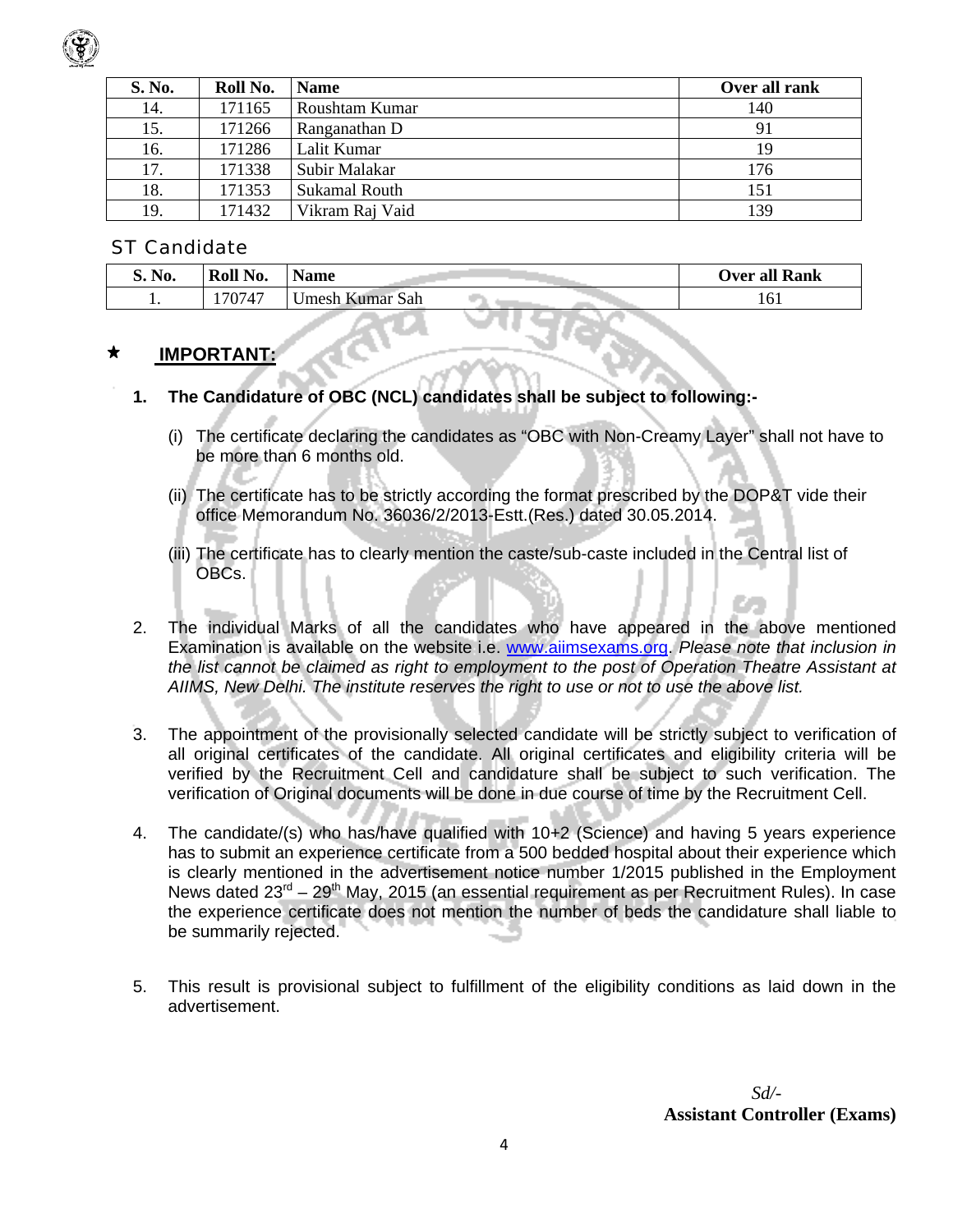| S. No. | Roll No. | Name | Over all rank |
|---|---|---|---|
| 14. | 171165 | Roushtam Kumar | 140 |
| 15. | 171266 | Ranganathan D | 91 |
| 16. | 171286 | Lalit Kumar | 19 |
| 17. | 171338 | Subir Malakar | 176 |
| 18. | 171353 | Sukamal Routh | 151 |
| 19. | 171432 | Vikram Raj Vaid | 139 |

## ST Candidate

| S. No. | Roll No. | Name | Over all Rank |
|---|---|---|---|
| 1. | 170747 | Umesh Kumar Sah | 161 |

★ **IMPORTANT:**

1. **The Candidature of OBC (NCL) candidates shall be subject to following:-**

   (i) The certificate declaring the candidates as "OBC with Non-Creamy Layer" shall not have to be more than 6 months old.

   (ii) The certificate has to be strictly according the format prescribed by the DOP&T vide their office Memorandum No. 36036/2/2013-Estt.(Res.) dated 30.05.2014.

   (iii) The certificate has to clearly mention the caste/sub-caste included in the Central list of OBCs.

2. The individual Marks of all the candidates who have appeared in the above mentioned Examination is available on the website i.e. www.aiimsexams.org. *Please note that inclusion in the list cannot be claimed as right to employment to the post of Operation Theatre Assistant at AIIMS, New Delhi. The institute reserves the right to use or not to use the above list.*

3. The appointment of the provisionally selected candidate will be strictly subject to verification of all original certificates of the candidate. All original certificates and eligibility criteria will be verified by the Recruitment Cell and candidature shall be subject to such verification. The verification of Original documents will be done in due course of time by the Recruitment Cell.

4. The candidate/(s) who has/have qualified with 10+2 (Science) and having 5 years experience has to submit an experience certificate from a 500 bedded hospital about their experience which is clearly mentioned in the advertisement notice number 1/2015 published in the Employment News dated 23rd – 29th May, 2015 (an essential requirement as per Recruitment Rules). In case the experience certificate does not mention the number of beds the candidature shall liable to be summarily rejected.

5. This result is provisional subject to fulfillment of the eligibility conditions as laid down in the advertisement.

*Sd/-*
**Assistant Controller (Exams)**